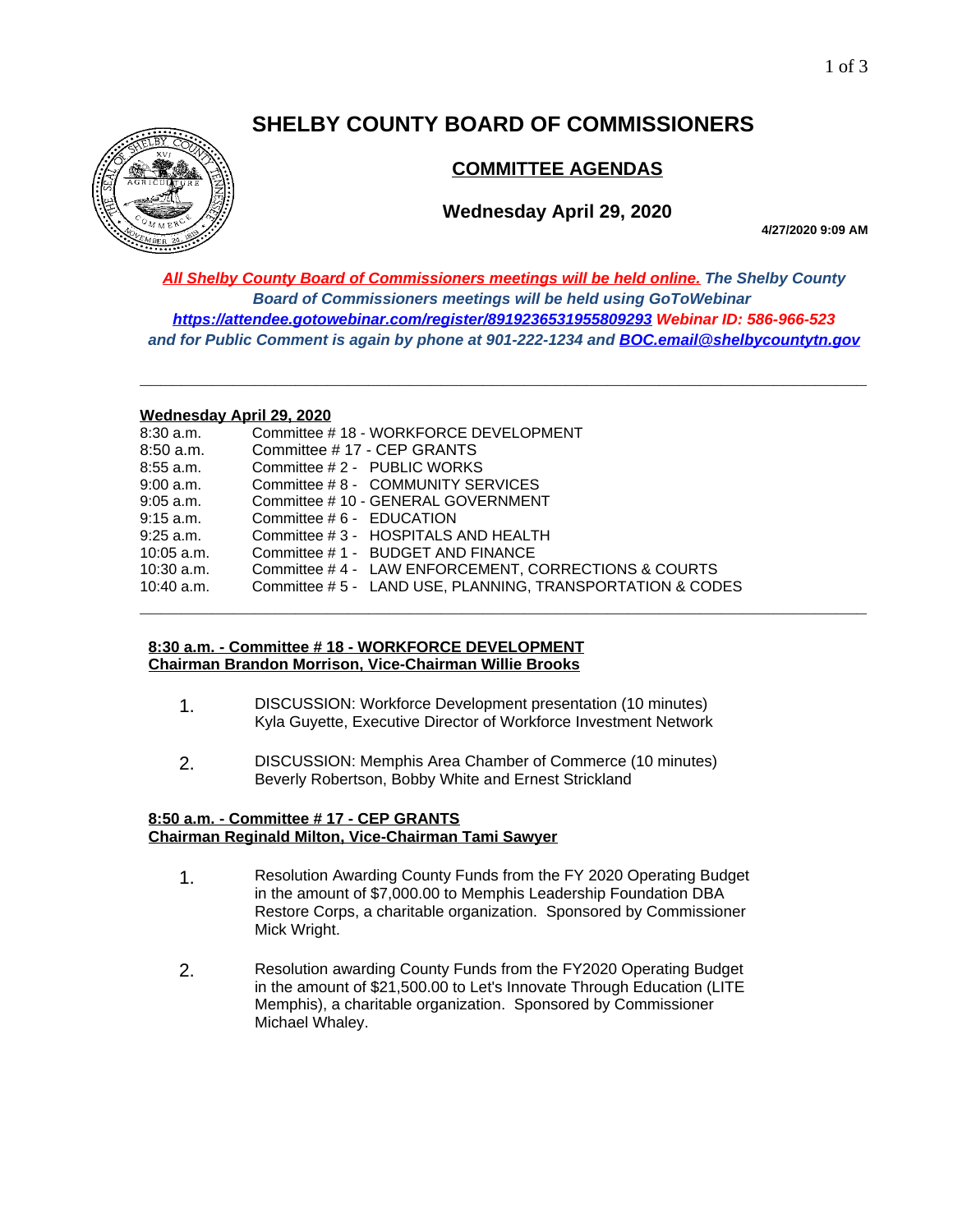# SHELBY COUNTY BOARD OF COMMISSIONERS

## COMMITTEE AGENDAS

### Wednesday April 29, 2020

**4/27/2020 9:09 AM**

***All Shelby County Board of Commissioners meetings will be held online. The Shelby County Board of Commissioners meetings will be held using GoToWebinar https://attendee.gotowebinar.com/register/8919236531955809293 Webinar ID: 586-966-523 and for Public Comment is again by phone at 901-222-1234 and BOC.email@shelbycountytn.gov***

---

**Wednesday April 29, 2020**

| | |
|---|---|
| 8:30 a.m. | Committee # 18 - WORKFORCE DEVELOPMENT |
| 8:50 a.m. | Committee # 17 - CEP GRANTS |
| 8:55 a.m. | Committee # 2 - PUBLIC WORKS |
| 9:00 a.m. | Committee # 8 - COMMUNITY SERVICES |
| 9:05 a.m. | Committee # 10 - GENERAL GOVERNMENT |
| 9:15 a.m. | Committee # 6 - EDUCATION |
| 9:25 a.m. | Committee # 3 - HOSPITALS AND HEALTH |
| 10:05 a.m. | Committee # 1 - BUDGET AND FINANCE |
| 10:30 a.m. | Committee # 4 - LAW ENFORCEMENT, CORRECTIONS & COURTS |
| 10:40 a.m. | Committee # 5 - LAND USE, PLANNING, TRANSPORTATION & CODES |

---

**8:30 a.m. - Committee # 18 - WORKFORCE DEVELOPMENT**
**Chairman Brandon Morrison, Vice-Chairman Willie Brooks**

1. DISCUSSION: Workforce Development presentation (10 minutes)
   Kyla Guyette, Executive Director of Workforce Investment Network

2. DISCUSSION: Memphis Area Chamber of Commerce (10 minutes)
   Beverly Robertson, Bobby White and Ernest Strickland

**8:50 a.m. - Committee # 17 - CEP GRANTS**
**Chairman Reginald Milton, Vice-Chairman Tami Sawyer**

1. Resolution Awarding County Funds from the FY 2020 Operating Budget in the amount of $7,000.00 to Memphis Leadership Foundation DBA Restore Corps, a charitable organization. Sponsored by Commissioner Mick Wright.

2. Resolution awarding County Funds from the FY2020 Operating Budget in the amount of $21,500.00 to Let's Innovate Through Education (LITE Memphis), a charitable organization. Sponsored by Commissioner Michael Whaley.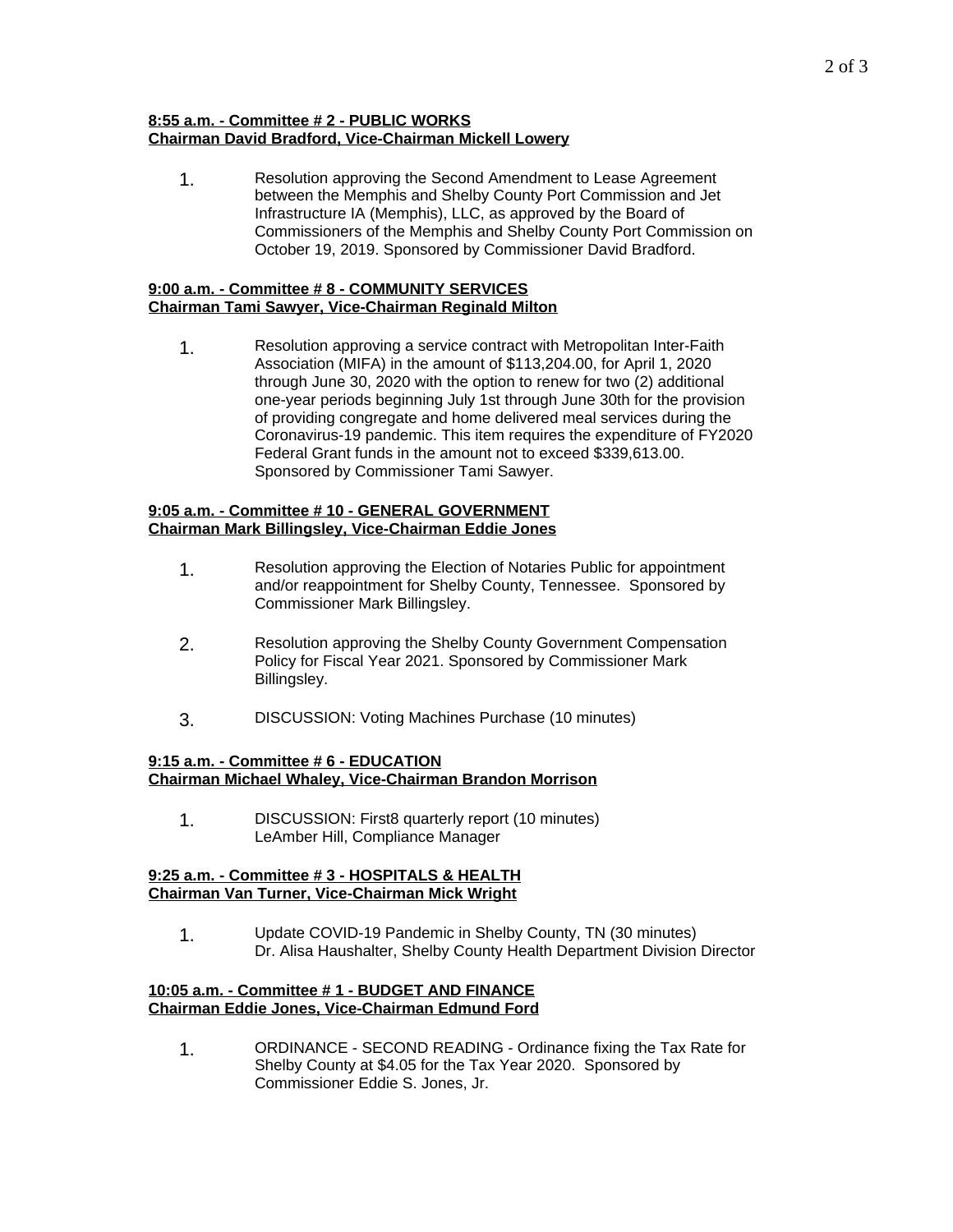**8:55 a.m. - Committee # 2 - PUBLIC WORKS**
**Chairman David Bradford, Vice-Chairman Mickell Lowery**

1. Resolution approving the Second Amendment to Lease Agreement between the Memphis and Shelby County Port Commission and Jet Infrastructure IA (Memphis), LLC, as approved by the Board of Commissioners of the Memphis and Shelby County Port Commission on October 19, 2019. Sponsored by Commissioner David Bradford.

**9:00 a.m. - Committee # 8 - COMMUNITY SERVICES**
**Chairman Tami Sawyer, Vice-Chairman Reginald Milton**

1. Resolution approving a service contract with Metropolitan Inter-Faith Association (MIFA) in the amount of $113,204.00, for April 1, 2020 through June 30, 2020 with the option to renew for two (2) additional one-year periods beginning July 1st through June 30th for the provision of providing congregate and home delivered meal services during the Coronavirus-19 pandemic. This item requires the expenditure of FY2020 Federal Grant funds in the amount not to exceed $339,613.00. Sponsored by Commissioner Tami Sawyer.

**9:05 a.m. - Committee # 10 - GENERAL GOVERNMENT**
**Chairman Mark Billingsley, Vice-Chairman Eddie Jones**

1. Resolution approving the Election of Notaries Public for appointment and/or reappointment for Shelby County, Tennessee. Sponsored by Commissioner Mark Billingsley.

2. Resolution approving the Shelby County Government Compensation Policy for Fiscal Year 2021. Sponsored by Commissioner Mark Billingsley.

3. DISCUSSION: Voting Machines Purchase (10 minutes)

**9:15 a.m. - Committee # 6 - EDUCATION**
**Chairman Michael Whaley, Vice-Chairman Brandon Morrison**

1. DISCUSSION: First8 quarterly report (10 minutes)
   LeAmber Hill, Compliance Manager

**9:25 a.m. - Committee # 3 - HOSPITALS & HEALTH**
**Chairman Van Turner, Vice-Chairman Mick Wright**

1. Update COVID-19 Pandemic in Shelby County, TN (30 minutes)
   Dr. Alisa Haushalter, Shelby County Health Department Division Director

**10:05 a.m. - Committee # 1 - BUDGET AND FINANCE**
**Chairman Eddie Jones, Vice-Chairman Edmund Ford**

1. ORDINANCE - SECOND READING - Ordinance fixing the Tax Rate for Shelby County at $4.05 for the Tax Year 2020. Sponsored by Commissioner Eddie S. Jones, Jr.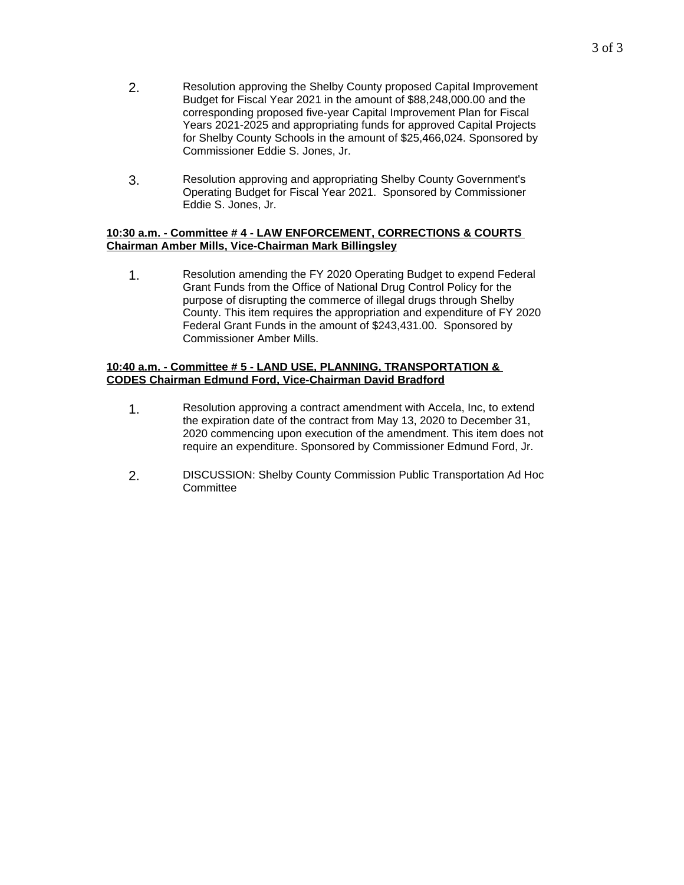2. Resolution approving the Shelby County proposed Capital Improvement Budget for Fiscal Year 2021 in the amount of $88,248,000.00 and the corresponding proposed five-year Capital Improvement Plan for Fiscal Years 2021-2025 and appropriating funds for approved Capital Projects for Shelby County Schools in the amount of $25,466,024. Sponsored by Commissioner Eddie S. Jones, Jr.

3. Resolution approving and appropriating Shelby County Government's Operating Budget for Fiscal Year 2021. Sponsored by Commissioner Eddie S. Jones, Jr.

**10:30 a.m. - Committee # 4 - LAW ENFORCEMENT, CORRECTIONS & COURTS Chairman Amber Mills, Vice-Chairman Mark Billingsley**

1. Resolution amending the FY 2020 Operating Budget to expend Federal Grant Funds from the Office of National Drug Control Policy for the purpose of disrupting the commerce of illegal drugs through Shelby County. This item requires the appropriation and expenditure of FY 2020 Federal Grant Funds in the amount of $243,431.00. Sponsored by Commissioner Amber Mills.

**10:40 a.m. - Committee # 5 - LAND USE, PLANNING, TRANSPORTATION & CODES Chairman Edmund Ford, Vice-Chairman David Bradford**

1. Resolution approving a contract amendment with Accela, Inc, to extend the expiration date of the contract from May 13, 2020 to December 31, 2020 commencing upon execution of the amendment. This item does not require an expenditure. Sponsored by Commissioner Edmund Ford, Jr.

2. DISCUSSION: Shelby County Commission Public Transportation Ad Hoc Committee